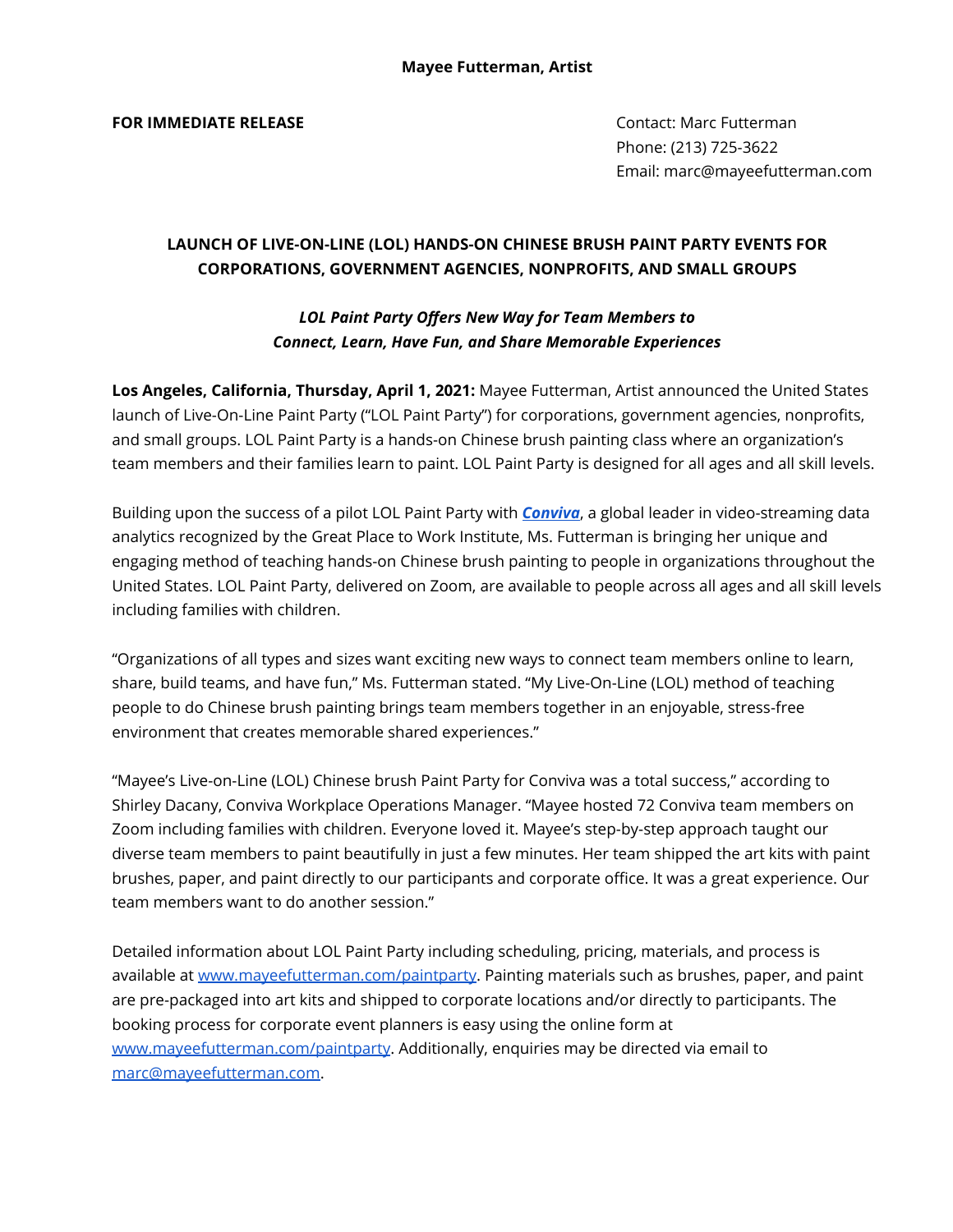**Mayee Futterman, Artist**

**FOR IMMEDIATE RELEASE**

Contact: Marc Futterman
Phone: (213) 725-3622
Email: marc@mayeefutterman.com

## LAUNCH OF LIVE-ON-LINE (LOL) HANDS-ON CHINESE BRUSH PAINT PARTY EVENTS FOR CORPORATIONS, GOVERNMENT AGENCIES, NONPROFITS, AND SMALL GROUPS

***LOL Paint Party Offers New Way for Team Members to Connect, Learn, Have Fun, and Share Memorable Experiences***

**Los Angeles, California, Thursday, April 1, 2021:** Mayee Futterman, Artist announced the United States launch of Live-On-Line Paint Party ("LOL Paint Party") for corporations, government agencies, nonprofits, and small groups. LOL Paint Party is a hands-on Chinese brush painting class where an organization's team members and their families learn to paint. LOL Paint Party is designed for all ages and all skill levels.

Building upon the success of a pilot LOL Paint Party with ***Conviva***, a global leader in video-streaming data analytics recognized by the Great Place to Work Institute, Ms. Futterman is bringing her unique and engaging method of teaching hands-on Chinese brush painting to people in organizations throughout the United States. LOL Paint Party, delivered on Zoom, are available to people across all ages and all skill levels including families with children.

"Organizations of all types and sizes want exciting new ways to connect team members online to learn, share, build teams, and have fun," Ms. Futterman stated. "My Live-On-Line (LOL) method of teaching people to do Chinese brush painting brings team members together in an enjoyable, stress-free environment that creates memorable shared experiences."

"Mayee's Live-on-Line (LOL) Chinese brush Paint Party for Conviva was a total success," according to Shirley Dacany, Conviva Workplace Operations Manager. "Mayee hosted 72 Conviva team members on Zoom including families with children. Everyone loved it. Mayee's step-by-step approach taught our diverse team members to paint beautifully in just a few minutes. Her team shipped the art kits with paint brushes, paper, and paint directly to our participants and corporate office. It was a great experience. Our team members want to do another session."

Detailed information about LOL Paint Party including scheduling, pricing, materials, and process is available at www.mayeefutterman.com/paintparty. Painting materials such as brushes, paper, and paint are pre-packaged into art kits and shipped to corporate locations and/or directly to participants. The booking process for corporate event planners is easy using the online form at www.mayeefutterman.com/paintparty. Additionally, enquiries may be directed via email to marc@mayeefutterman.com.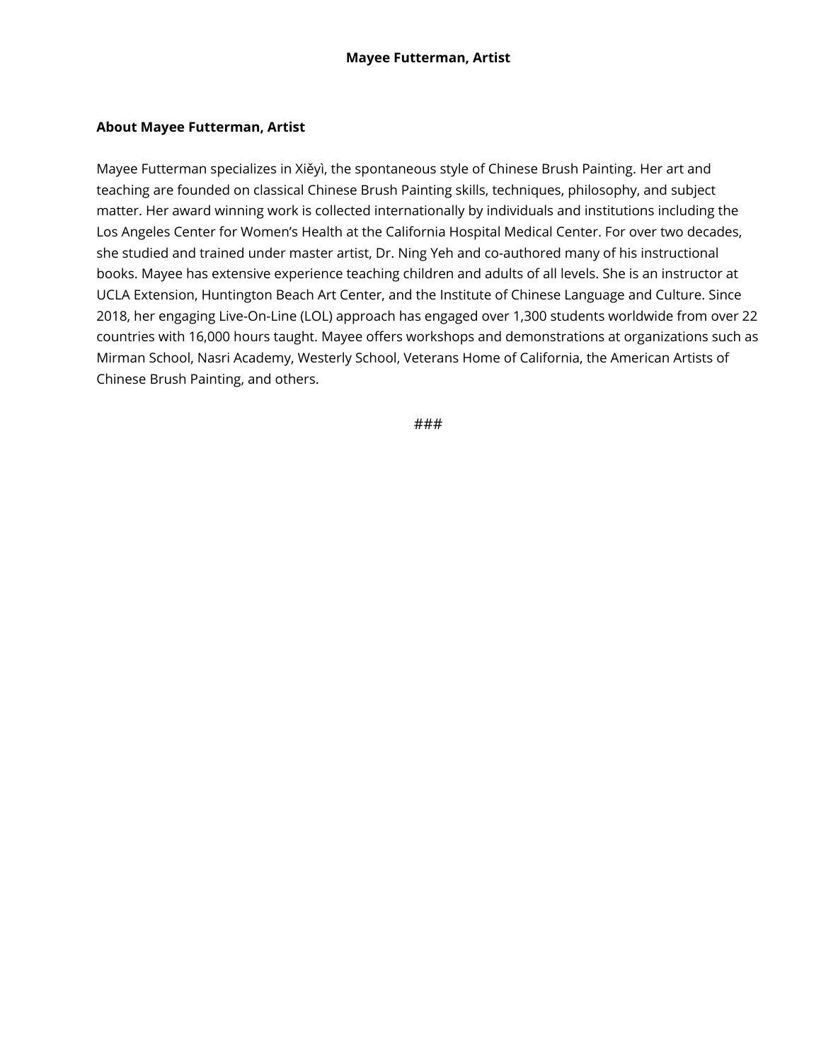**Mayee Futterman, Artist**

**About Mayee Futterman, Artist**

Mayee Futterman specializes in Xiěyì, the spontaneous style of Chinese Brush Painting. Her art and teaching are founded on classical Chinese Brush Painting skills, techniques, philosophy, and subject matter. Her award winning work is collected internationally by individuals and institutions including the Los Angeles Center for Women's Health at the California Hospital Medical Center. For over two decades, she studied and trained under master artist, Dr. Ning Yeh and co-authored many of his instructional books. Mayee has extensive experience teaching children and adults of all levels. She is an instructor at UCLA Extension, Huntington Beach Art Center, and the Institute of Chinese Language and Culture. Since 2018, her engaging Live-On-Line (LOL) approach has engaged over 1,300 students worldwide from over 22 countries with 16,000 hours taught. Mayee offers workshops and demonstrations at organizations such as Mirman School, Nasri Academy, Westerly School, Veterans Home of California, the American Artists of Chinese Brush Painting, and others.

###